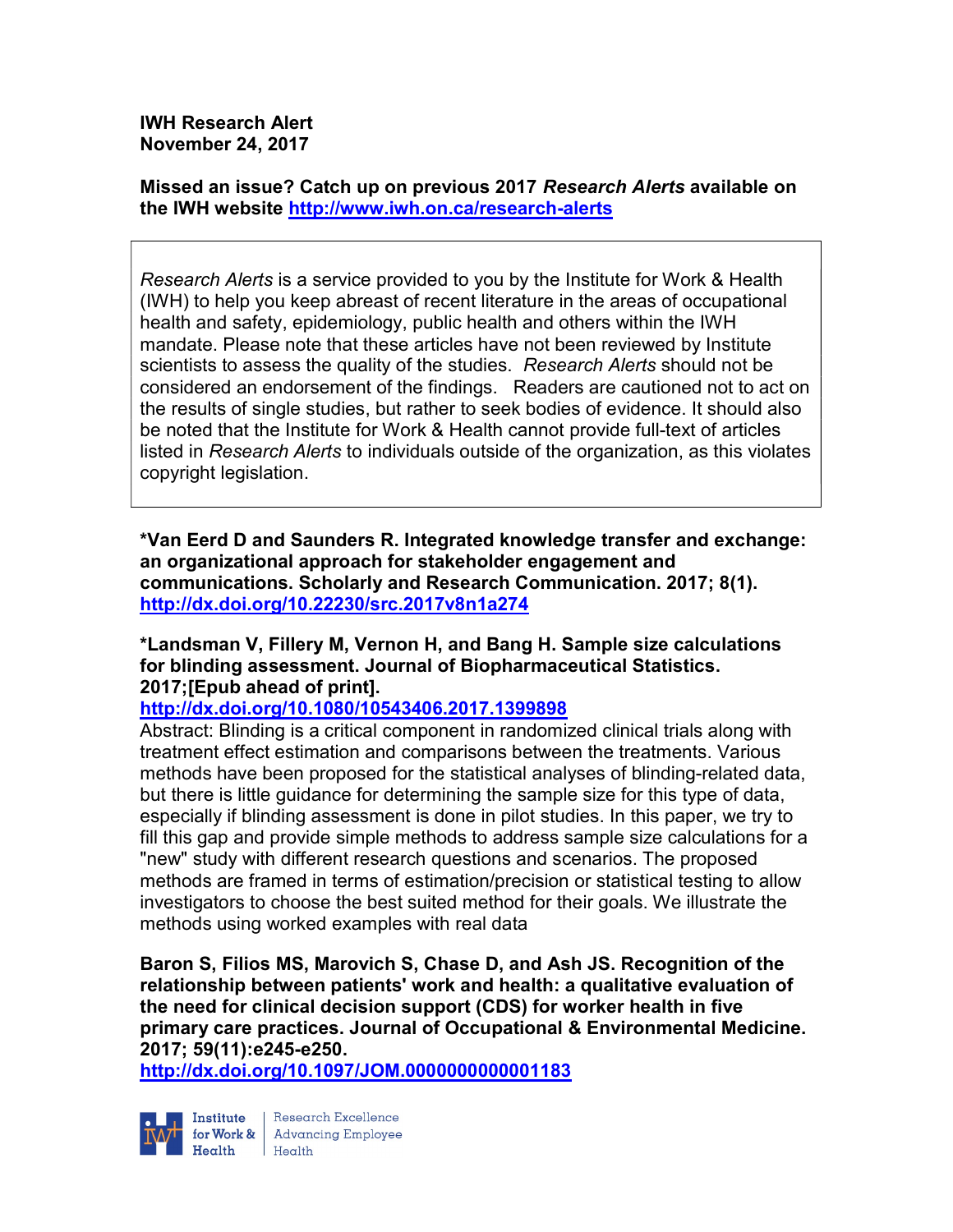**IWH Research Alert**
**November 24, 2017**

**Missed an issue? Catch up on previous 2017 *Research Alerts* available on the IWH website http://www.iwh.on.ca/research-alerts**

> *Research Alerts* is a service provided to you by the Institute for Work & Health (IWH) to help you keep abreast of recent literature in the areas of occupational health and safety, epidemiology, public health and others within the IWH mandate. Please note that these articles have not been reviewed by Institute scientists to assess the quality of the studies. *Research Alerts* should not be considered an endorsement of the findings. Readers are cautioned not to act on the results of single studies, but rather to seek bodies of evidence. It should also be noted that the Institute for Work & Health cannot provide full-text of articles listed in *Research Alerts* to individuals outside of the organization, as this violates copyright legislation.

**\*Van Eerd D and Saunders R. Integrated knowledge transfer and exchange: an organizational approach for stakeholder engagement and communications. Scholarly and Research Communication. 2017; 8(1).**
**http://dx.doi.org/10.22230/src.2017v8n1a274**

**\*Landsman V, Fillery M, Vernon H, and Bang H. Sample size calculations for blinding assessment. Journal of Biopharmaceutical Statistics. 2017;[Epub ahead of print].**
**http://dx.doi.org/10.1080/10543406.2017.1399898**
Abstract: Blinding is a critical component in randomized clinical trials along with treatment effect estimation and comparisons between the treatments. Various methods have been proposed for the statistical analyses of blinding-related data, but there is little guidance for determining the sample size for this type of data, especially if blinding assessment is done in pilot studies. In this paper, we try to fill this gap and provide simple methods to address sample size calculations for a "new" study with different research questions and scenarios. The proposed methods are framed in terms of estimation/precision or statistical testing to allow investigators to choose the best suited method for their goals. We illustrate the methods using worked examples with real data

**Baron S, Filios MS, Marovich S, Chase D, and Ash JS. Recognition of the relationship between patients' work and health: a qualitative evaluation of the need for clinical decision support (CDS) for worker health in five primary care practices. Journal of Occupational & Environmental Medicine. 2017; 59(11):e245-e250.**
**http://dx.doi.org/10.1097/JOM.0000000000001183**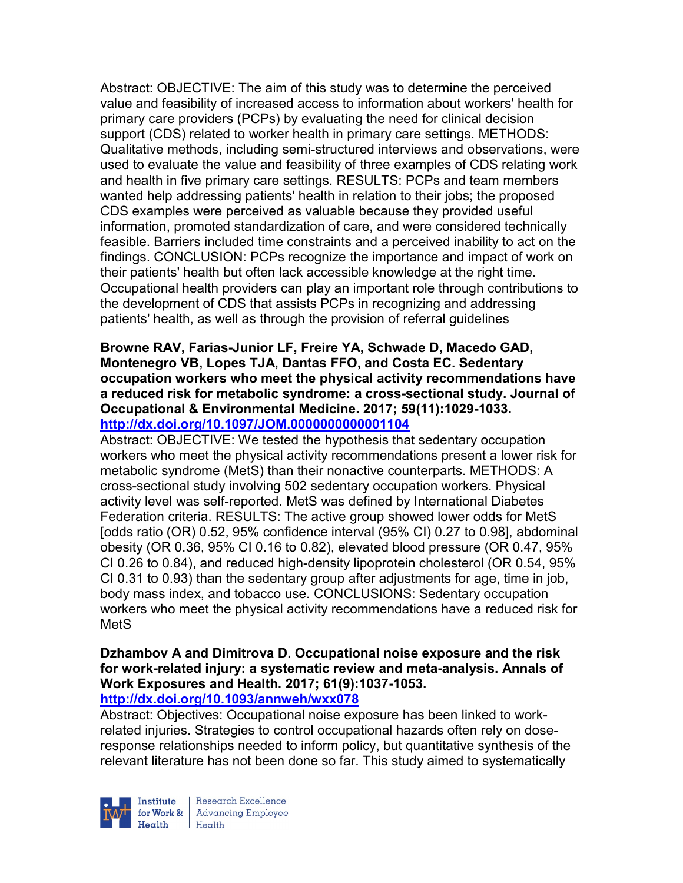Abstract: OBJECTIVE: The aim of this study was to determine the perceived value and feasibility of increased access to information about workers' health for primary care providers (PCPs) by evaluating the need for clinical decision support (CDS) related to worker health in primary care settings. METHODS: Qualitative methods, including semi-structured interviews and observations, were used to evaluate the value and feasibility of three examples of CDS relating work and health in five primary care settings. RESULTS: PCPs and team members wanted help addressing patients' health in relation to their jobs; the proposed CDS examples were perceived as valuable because they provided useful information, promoted standardization of care, and were considered technically feasible. Barriers included time constraints and a perceived inability to act on the findings. CONCLUSION: PCPs recognize the importance and impact of work on their patients' health but often lack accessible knowledge at the right time. Occupational health providers can play an important role through contributions to the development of CDS that assists PCPs in recognizing and addressing patients' health, as well as through the provision of referral guidelines

**Browne RAV, Farias-Junior LF, Freire YA, Schwade D, Macedo GAD, Montenegro VB, Lopes TJA, Dantas FFO, and Costa EC. Sedentary occupation workers who meet the physical activity recommendations have a reduced risk for metabolic syndrome: a cross-sectional study. Journal of Occupational & Environmental Medicine. 2017; 59(11):1029-1033.**
**http://dx.doi.org/10.1097/JOM.0000000000001104**

Abstract: OBJECTIVE: We tested the hypothesis that sedentary occupation workers who meet the physical activity recommendations present a lower risk for metabolic syndrome (MetS) than their nonactive counterparts. METHODS: A cross-sectional study involving 502 sedentary occupation workers. Physical activity level was self-reported. MetS was defined by International Diabetes Federation criteria. RESULTS: The active group showed lower odds for MetS [odds ratio (OR) 0.52, 95% confidence interval (95% CI) 0.27 to 0.98], abdominal obesity (OR 0.36, 95% CI 0.16 to 0.82), elevated blood pressure (OR 0.47, 95% CI 0.26 to 0.84), and reduced high-density lipoprotein cholesterol (OR 0.54, 95% CI 0.31 to 0.93) than the sedentary group after adjustments for age, time in job, body mass index, and tobacco use. CONCLUSIONS: Sedentary occupation workers who meet the physical activity recommendations have a reduced risk for MetS

**Dzhambov A and Dimitrova D. Occupational noise exposure and the risk for work-related injury: a systematic review and meta-analysis. Annals of Work Exposures and Health. 2017; 61(9):1037-1053.**
**http://dx.doi.org/10.1093/annweh/wxx078**

Abstract: Objectives: Occupational noise exposure has been linked to work-related injuries. Strategies to control occupational hazards often rely on dose-response relationships needed to inform policy, but quantitative synthesis of the relevant literature has not been done so far. This study aimed to systematically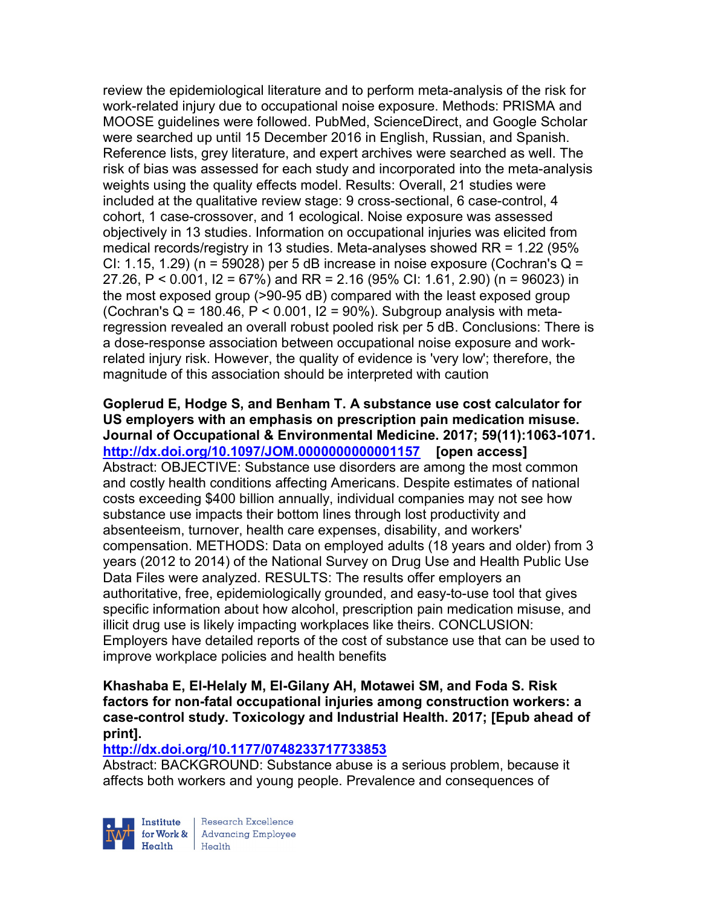review the epidemiological literature and to perform meta-analysis of the risk for work-related injury due to occupational noise exposure. Methods: PRISMA and MOOSE guidelines were followed. PubMed, ScienceDirect, and Google Scholar were searched up until 15 December 2016 in English, Russian, and Spanish. Reference lists, grey literature, and expert archives were searched as well. The risk of bias was assessed for each study and incorporated into the meta-analysis weights using the quality effects model. Results: Overall, 21 studies were included at the qualitative review stage: 9 cross-sectional, 6 case-control, 4 cohort, 1 case-crossover, and 1 ecological. Noise exposure was assessed objectively in 13 studies. Information on occupational injuries was elicited from medical records/registry in 13 studies. Meta-analyses showed RR = 1.22 (95% CI: 1.15, 1.29) (n = 59028) per 5 dB increase in noise exposure (Cochran's Q = 27.26, P < 0.001, I2 = 67%) and RR = 2.16 (95% CI: 1.61, 2.90) (n = 96023) in the most exposed group (>90-95 dB) compared with the least exposed group (Cochran's Q = 180.46, P < 0.001, I2 = 90%). Subgroup analysis with meta-regression revealed an overall robust pooled risk per 5 dB. Conclusions: There is a dose-response association between occupational noise exposure and work-related injury risk. However, the quality of evidence is 'very low'; therefore, the magnitude of this association should be interpreted with caution

**Goplerud E, Hodge S, and Benham T. A substance use cost calculator for US employers with an emphasis on prescription pain medication misuse. Journal of Occupational & Environmental Medicine. 2017; 59(11):1063-1071.**
**http://dx.doi.org/10.1097/JOM.0000000000001157 [open access]**
Abstract: OBJECTIVE: Substance use disorders are among the most common and costly health conditions affecting Americans. Despite estimates of national costs exceeding $400 billion annually, individual companies may not see how substance use impacts their bottom lines through lost productivity and absenteeism, turnover, health care expenses, disability, and workers' compensation. METHODS: Data on employed adults (18 years and older) from 3 years (2012 to 2014) of the National Survey on Drug Use and Health Public Use Data Files were analyzed. RESULTS: The results offer employers an authoritative, free, epidemiologically grounded, and easy-to-use tool that gives specific information about how alcohol, prescription pain medication misuse, and illicit drug use is likely impacting workplaces like theirs. CONCLUSION: Employers have detailed reports of the cost of substance use that can be used to improve workplace policies and health benefits

**Khashaba E, El-Helaly M, El-Gilany AH, Motawei SM, and Foda S. Risk factors for non-fatal occupational injuries among construction workers: a case-control study. Toxicology and Industrial Health. 2017; [Epub ahead of print].**
**http://dx.doi.org/10.1177/0748233717733853**
Abstract: BACKGROUND: Substance abuse is a serious problem, because it affects both workers and young people. Prevalence and consequences of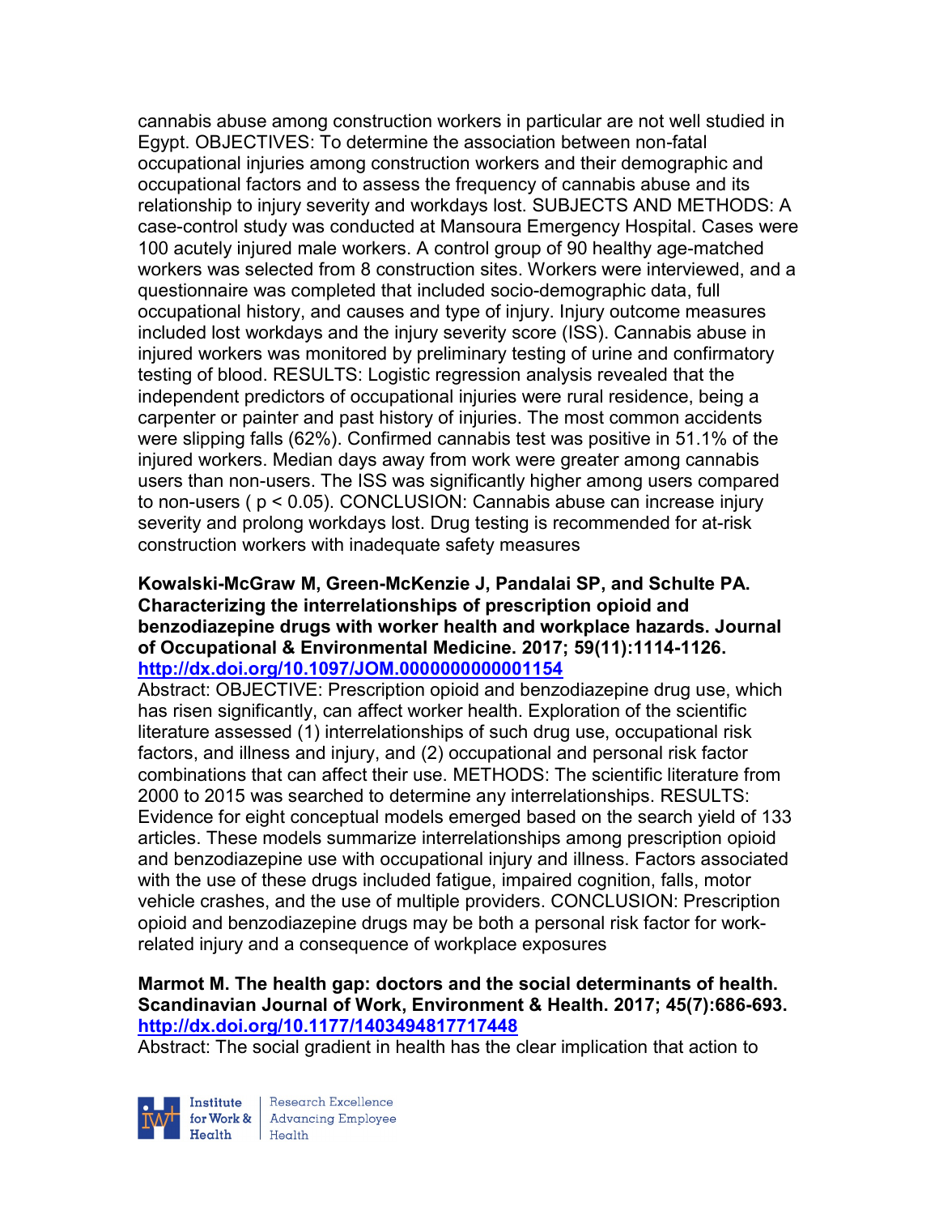cannabis abuse among construction workers in particular are not well studied in Egypt. OBJECTIVES: To determine the association between non-fatal occupational injuries among construction workers and their demographic and occupational factors and to assess the frequency of cannabis abuse and its relationship to injury severity and workdays lost. SUBJECTS AND METHODS: A case-control study was conducted at Mansoura Emergency Hospital. Cases were 100 acutely injured male workers. A control group of 90 healthy age-matched workers was selected from 8 construction sites. Workers were interviewed, and a questionnaire was completed that included socio-demographic data, full occupational history, and causes and type of injury. Injury outcome measures included lost workdays and the injury severity score (ISS). Cannabis abuse in injured workers was monitored by preliminary testing of urine and confirmatory testing of blood. RESULTS: Logistic regression analysis revealed that the independent predictors of occupational injuries were rural residence, being a carpenter or painter and past history of injuries. The most common accidents were slipping falls (62%). Confirmed cannabis test was positive in 51.1% of the injured workers. Median days away from work were greater among cannabis users than non-users. The ISS was significantly higher among users compared to non-users ( $p < 0.05$). CONCLUSION: Cannabis abuse can increase injury severity and prolong workdays lost. Drug testing is recommended for at-risk construction workers with inadequate safety measures

**Kowalski-McGraw M, Green-McKenzie J, Pandalai SP, and Schulte PA. Characterizing the interrelationships of prescription opioid and benzodiazepine drugs with worker health and workplace hazards. Journal of Occupational & Environmental Medicine. 2017; 59(11):1114-1126. http://dx.doi.org/10.1097/JOM.0000000000001154**

Abstract: OBJECTIVE: Prescription opioid and benzodiazepine drug use, which has risen significantly, can affect worker health. Exploration of the scientific literature assessed (1) interrelationships of such drug use, occupational risk factors, and illness and injury, and (2) occupational and personal risk factor combinations that can affect their use. METHODS: The scientific literature from 2000 to 2015 was searched to determine any interrelationships. RESULTS: Evidence for eight conceptual models emerged based on the search yield of 133 articles. These models summarize interrelationships among prescription opioid and benzodiazepine use with occupational injury and illness. Factors associated with the use of these drugs included fatigue, impaired cognition, falls, motor vehicle crashes, and the use of multiple providers. CONCLUSION: Prescription opioid and benzodiazepine drugs may be both a personal risk factor for work-related injury and a consequence of workplace exposures

**Marmot M. The health gap: doctors and the social determinants of health. Scandinavian Journal of Work, Environment & Health. 2017; 45(7):686-693. http://dx.doi.org/10.1177/1403494817717448**

Abstract: The social gradient in health has the clear implication that action to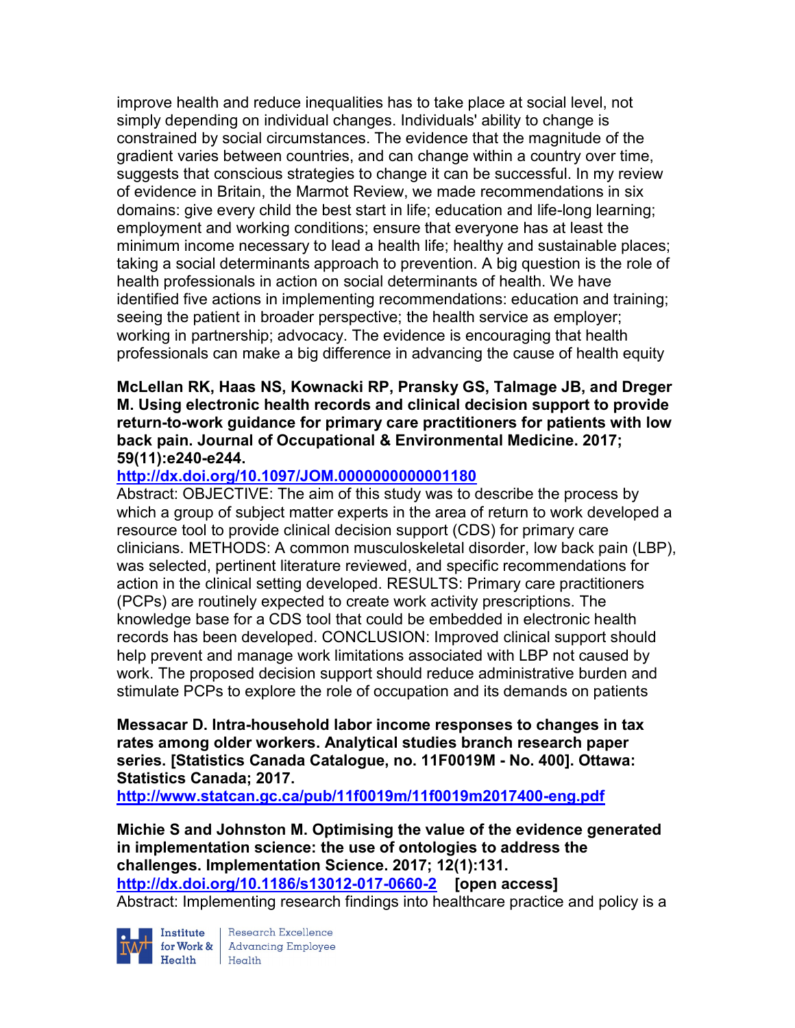improve health and reduce inequalities has to take place at social level, not simply depending on individual changes. Individuals' ability to change is constrained by social circumstances. The evidence that the magnitude of the gradient varies between countries, and can change within a country over time, suggests that conscious strategies to change it can be successful. In my review of evidence in Britain, the Marmot Review, we made recommendations in six domains: give every child the best start in life; education and life-long learning; employment and working conditions; ensure that everyone has at least the minimum income necessary to lead a health life; healthy and sustainable places; taking a social determinants approach to prevention. A big question is the role of health professionals in action on social determinants of health. We have identified five actions in implementing recommendations: education and training; seeing the patient in broader perspective; the health service as employer; working in partnership; advocacy. The evidence is encouraging that health professionals can make a big difference in advancing the cause of health equity

**McLellan RK, Haas NS, Kownacki RP, Pransky GS, Talmage JB, and Dreger M. Using electronic health records and clinical decision support to provide return-to-work guidance for primary care practitioners for patients with low back pain. Journal of Occupational & Environmental Medicine. 2017; 59(11):e240-e244.**
**http://dx.doi.org/10.1097/JOM.0000000000001180**
Abstract: OBJECTIVE: The aim of this study was to describe the process by which a group of subject matter experts in the area of return to work developed a resource tool to provide clinical decision support (CDS) for primary care clinicians. METHODS: A common musculoskeletal disorder, low back pain (LBP), was selected, pertinent literature reviewed, and specific recommendations for action in the clinical setting developed. RESULTS: Primary care practitioners (PCPs) are routinely expected to create work activity prescriptions. The knowledge base for a CDS tool that could be embedded in electronic health records has been developed. CONCLUSION: Improved clinical support should help prevent and manage work limitations associated with LBP not caused by work. The proposed decision support should reduce administrative burden and stimulate PCPs to explore the role of occupation and its demands on patients

**Messacar D. Intra-household labor income responses to changes in tax rates among older workers. Analytical studies branch research paper series. [Statistics Canada Catalogue, no. 11F0019M - No. 400]. Ottawa: Statistics Canada; 2017.**
**http://www.statcan.gc.ca/pub/11f0019m/11f0019m2017400-eng.pdf**

**Michie S and Johnston M. Optimising the value of the evidence generated in implementation science: the use of ontologies to address the challenges. Implementation Science. 2017; 12(1):131.**
**http://dx.doi.org/10.1186/s13012-017-0660-2 [open access]**
Abstract: Implementing research findings into healthcare practice and policy is a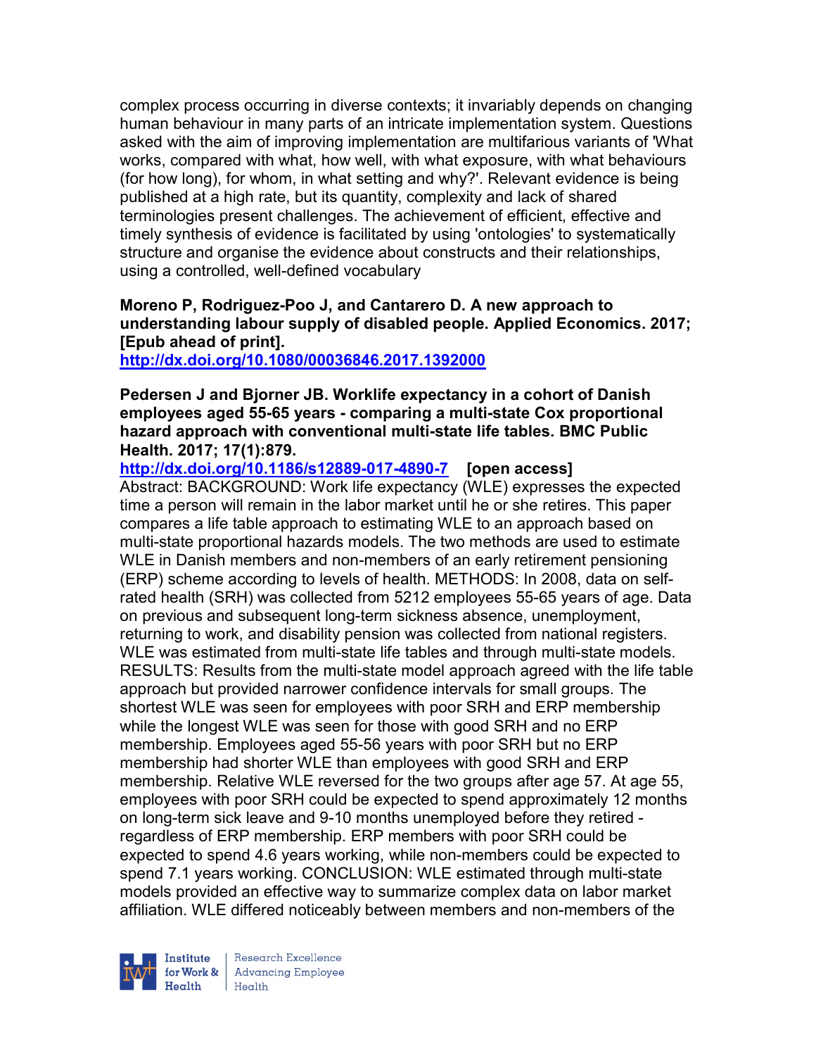complex process occurring in diverse contexts; it invariably depends on changing human behaviour in many parts of an intricate implementation system. Questions asked with the aim of improving implementation are multifarious variants of 'What works, compared with what, how well, with what exposure, with what behaviours (for how long), for whom, in what setting and why?'. Relevant evidence is being published at a high rate, but its quantity, complexity and lack of shared terminologies present challenges. The achievement of efficient, effective and timely synthesis of evidence is facilitated by using 'ontologies' to systematically structure and organise the evidence about constructs and their relationships, using a controlled, well-defined vocabulary

**Moreno P, Rodriguez-Poo J, and Cantarero D. A new approach to understanding labour supply of disabled people. Applied Economics. 2017; [Epub ahead of print].**
**http://dx.doi.org/10.1080/00036846.2017.1392000**

**Pedersen J and Bjorner JB. Worklife expectancy in a cohort of Danish employees aged 55-65 years - comparing a multi-state Cox proportional hazard approach with conventional multi-state life tables. BMC Public Health. 2017; 17(1):879.**
**http://dx.doi.org/10.1186/s12889-017-4890-7 [open access]**
Abstract: BACKGROUND: Work life expectancy (WLE) expresses the expected time a person will remain in the labor market until he or she retires. This paper compares a life table approach to estimating WLE to an approach based on multi-state proportional hazards models. The two methods are used to estimate WLE in Danish members and non-members of an early retirement pensioning (ERP) scheme according to levels of health. METHODS: In 2008, data on self-rated health (SRH) was collected from 5212 employees 55-65 years of age. Data on previous and subsequent long-term sickness absence, unemployment, returning to work, and disability pension was collected from national registers. WLE was estimated from multi-state life tables and through multi-state models. RESULTS: Results from the multi-state model approach agreed with the life table approach but provided narrower confidence intervals for small groups. The shortest WLE was seen for employees with poor SRH and ERP membership while the longest WLE was seen for those with good SRH and no ERP membership. Employees aged 55-56 years with poor SRH but no ERP membership had shorter WLE than employees with good SRH and ERP membership. Relative WLE reversed for the two groups after age 57. At age 55, employees with poor SRH could be expected to spend approximately 12 months on long-term sick leave and 9-10 months unemployed before they retired - regardless of ERP membership. ERP members with poor SRH could be expected to spend 4.6 years working, while non-members could be expected to spend 7.1 years working. CONCLUSION: WLE estimated through multi-state models provided an effective way to summarize complex data on labor market affiliation. WLE differed noticeably between members and non-members of the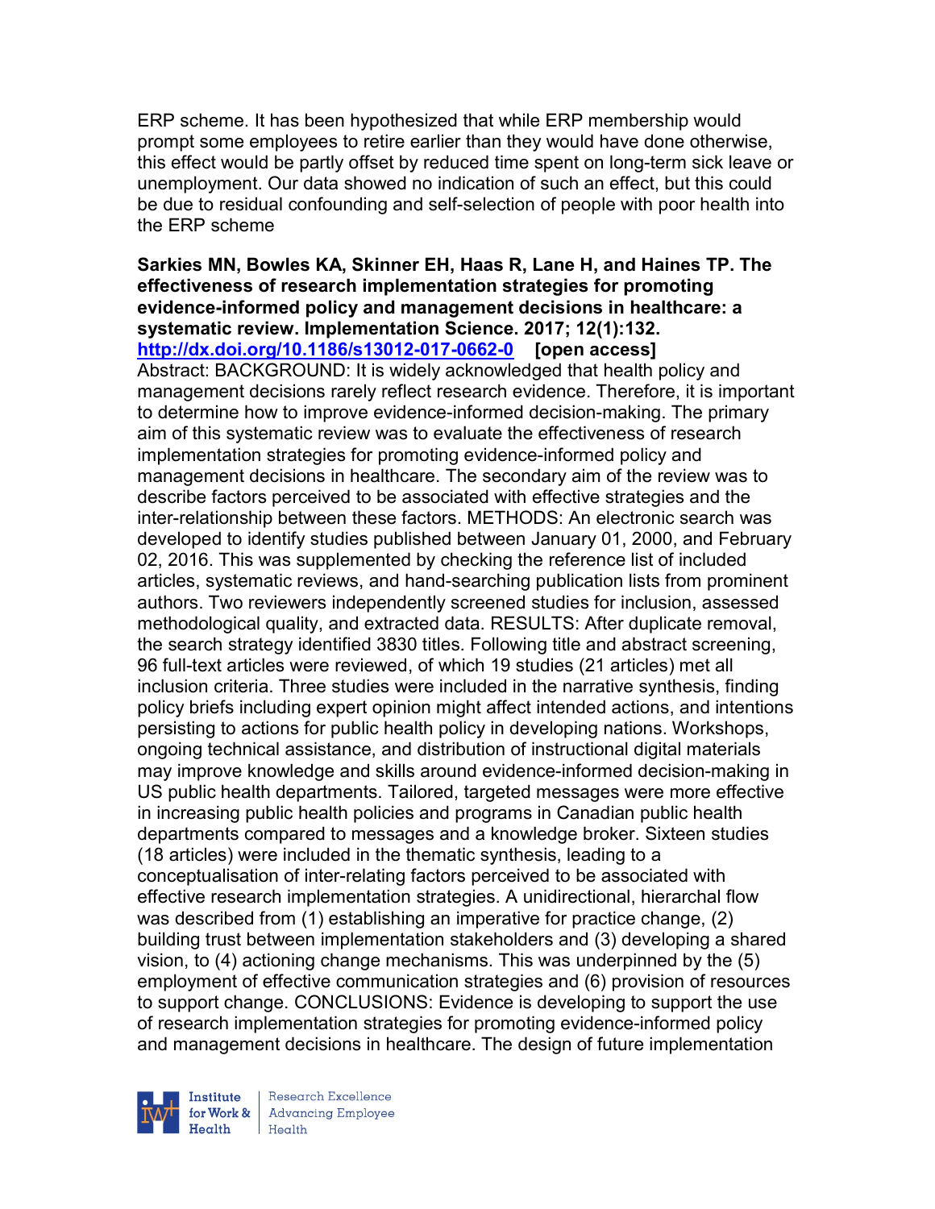ERP scheme. It has been hypothesized that while ERP membership would prompt some employees to retire earlier than they would have done otherwise, this effect would be partly offset by reduced time spent on long-term sick leave or unemployment. Our data showed no indication of such an effect, but this could be due to residual confounding and self-selection of people with poor health into the ERP scheme

**Sarkies MN, Bowles KA, Skinner EH, Haas R, Lane H, and Haines TP. The effectiveness of research implementation strategies for promoting evidence-informed policy and management decisions in healthcare: a systematic review. Implementation Science. 2017; 12(1):132.**
**http://dx.doi.org/10.1186/s13012-017-0662-0 [open access]**
Abstract: BACKGROUND: It is widely acknowledged that health policy and management decisions rarely reflect research evidence. Therefore, it is important to determine how to improve evidence-informed decision-making. The primary aim of this systematic review was to evaluate the effectiveness of research implementation strategies for promoting evidence-informed policy and management decisions in healthcare. The secondary aim of the review was to describe factors perceived to be associated with effective strategies and the inter-relationship between these factors. METHODS: An electronic search was developed to identify studies published between January 01, 2000, and February 02, 2016. This was supplemented by checking the reference list of included articles, systematic reviews, and hand-searching publication lists from prominent authors. Two reviewers independently screened studies for inclusion, assessed methodological quality, and extracted data. RESULTS: After duplicate removal, the search strategy identified 3830 titles. Following title and abstract screening, 96 full-text articles were reviewed, of which 19 studies (21 articles) met all inclusion criteria. Three studies were included in the narrative synthesis, finding policy briefs including expert opinion might affect intended actions, and intentions persisting to actions for public health policy in developing nations. Workshops, ongoing technical assistance, and distribution of instructional digital materials may improve knowledge and skills around evidence-informed decision-making in US public health departments. Tailored, targeted messages were more effective in increasing public health policies and programs in Canadian public health departments compared to messages and a knowledge broker. Sixteen studies (18 articles) were included in the thematic synthesis, leading to a conceptualisation of inter-relating factors perceived to be associated with effective research implementation strategies. A unidirectional, hierarchal flow was described from (1) establishing an imperative for practice change, (2) building trust between implementation stakeholders and (3) developing a shared vision, to (4) actioning change mechanisms. This was underpinned by the (5) employment of effective communication strategies and (6) provision of resources to support change. CONCLUSIONS: Evidence is developing to support the use of research implementation strategies for promoting evidence-informed policy and management decisions in healthcare. The design of future implementation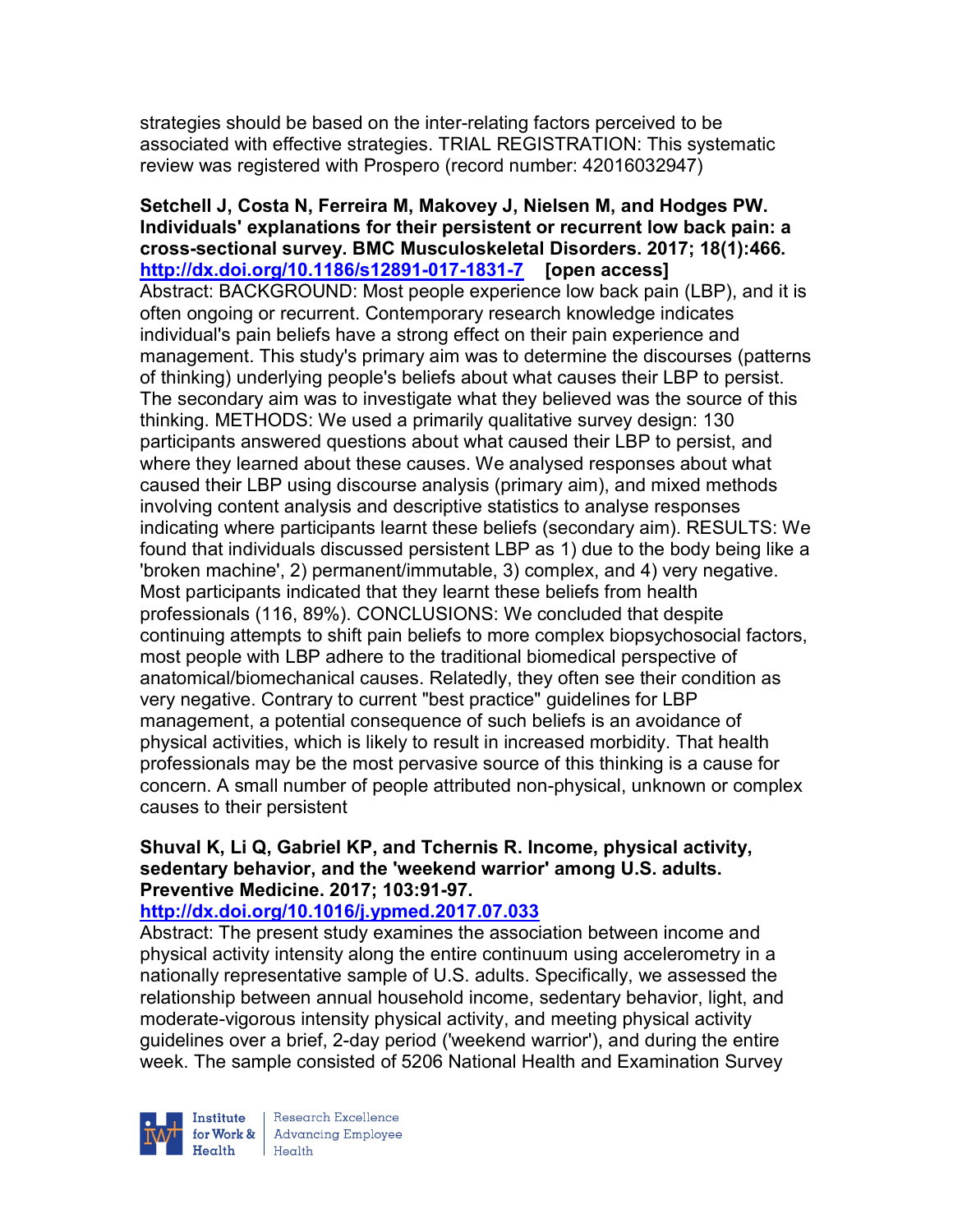strategies should be based on the inter-relating factors perceived to be associated with effective strategies. TRIAL REGISTRATION: This systematic review was registered with Prospero (record number: 42016032947)

**Setchell J, Costa N, Ferreira M, Makovey J, Nielsen M, and Hodges PW. Individuals' explanations for their persistent or recurrent low back pain: a cross-sectional survey. BMC Musculoskeletal Disorders. 2017; 18(1):466. http://dx.doi.org/10.1186/s12891-017-1831-7 [open access]**
Abstract: BACKGROUND: Most people experience low back pain (LBP), and it is often ongoing or recurrent. Contemporary research knowledge indicates individual's pain beliefs have a strong effect on their pain experience and management. This study's primary aim was to determine the discourses (patterns of thinking) underlying people's beliefs about what causes their LBP to persist. The secondary aim was to investigate what they believed was the source of this thinking. METHODS: We used a primarily qualitative survey design: 130 participants answered questions about what caused their LBP to persist, and where they learned about these causes. We analysed responses about what caused their LBP using discourse analysis (primary aim), and mixed methods involving content analysis and descriptive statistics to analyse responses indicating where participants learnt these beliefs (secondary aim). RESULTS: We found that individuals discussed persistent LBP as 1) due to the body being like a 'broken machine', 2) permanent/immutable, 3) complex, and 4) very negative. Most participants indicated that they learnt these beliefs from health professionals (116, 89%). CONCLUSIONS: We concluded that despite continuing attempts to shift pain beliefs to more complex biopsychosocial factors, most people with LBP adhere to the traditional biomedical perspective of anatomical/biomechanical causes. Relatedly, they often see their condition as very negative. Contrary to current "best practice" guidelines for LBP management, a potential consequence of such beliefs is an avoidance of physical activities, which is likely to result in increased morbidity. That health professionals may be the most pervasive source of this thinking is a cause for concern. A small number of people attributed non-physical, unknown or complex causes to their persistent

**Shuval K, Li Q, Gabriel KP, and Tchernis R. Income, physical activity, sedentary behavior, and the 'weekend warrior' among U.S. adults. Preventive Medicine. 2017; 103:91-97. http://dx.doi.org/10.1016/j.ypmed.2017.07.033**
Abstract: The present study examines the association between income and physical activity intensity along the entire continuum using accelerometry in a nationally representative sample of U.S. adults. Specifically, we assessed the relationship between annual household income, sedentary behavior, light, and moderate-vigorous intensity physical activity, and meeting physical activity guidelines over a brief, 2-day period ('weekend warrior'), and during the entire week. The sample consisted of 5206 National Health and Examination Survey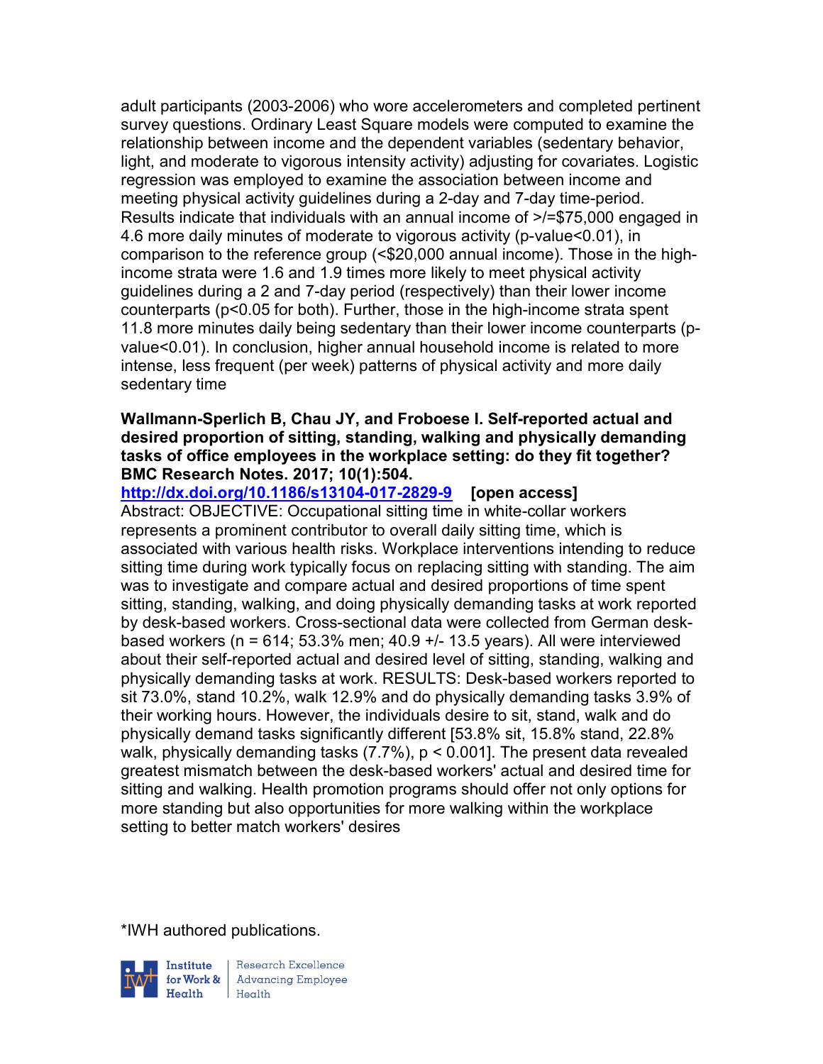adult participants (2003-2006) who wore accelerometers and completed pertinent survey questions. Ordinary Least Square models were computed to examine the relationship between income and the dependent variables (sedentary behavior, light, and moderate to vigorous intensity activity) adjusting for covariates. Logistic regression was employed to examine the association between income and meeting physical activity guidelines during a 2-day and 7-day time-period. Results indicate that individuals with an annual income of >/=$75,000 engaged in 4.6 more daily minutes of moderate to vigorous activity (p-value<0.01), in comparison to the reference group (<$20,000 annual income). Those in the high-income strata were 1.6 and 1.9 times more likely to meet physical activity guidelines during a 2 and 7-day period (respectively) than their lower income counterparts (p<0.05 for both). Further, those in the high-income strata spent 11.8 more minutes daily being sedentary than their lower income counterparts (p-value<0.01). In conclusion, higher annual household income is related to more intense, less frequent (per week) patterns of physical activity and more daily sedentary time

**Wallmann-Sperlich B, Chau JY, and Froboese I. Self-reported actual and desired proportion of sitting, standing, walking and physically demanding tasks of office employees in the workplace setting: do they fit together? BMC Research Notes. 2017; 10(1):504.**

**http://dx.doi.org/10.1186/s13104-017-2829-9 [open access]**

Abstract: OBJECTIVE: Occupational sitting time in white-collar workers represents a prominent contributor to overall daily sitting time, which is associated with various health risks. Workplace interventions intending to reduce sitting time during work typically focus on replacing sitting with standing. The aim was to investigate and compare actual and desired proportions of time spent sitting, standing, walking, and doing physically demanding tasks at work reported by desk-based workers. Cross-sectional data were collected from German desk-based workers (n = 614; 53.3% men; 40.9 +/- 13.5 years). All were interviewed about their self-reported actual and desired level of sitting, standing, walking and physically demanding tasks at work. RESULTS: Desk-based workers reported to sit 73.0%, stand 10.2%, walk 12.9% and do physically demanding tasks 3.9% of their working hours. However, the individuals desire to sit, stand, walk and do physically demand tasks significantly different [53.8% sit, 15.8% stand, 22.8% walk, physically demanding tasks (7.7%), p < 0.001]. The present data revealed greatest mismatch between the desk-based workers' actual and desired time for sitting and walking. Health promotion programs should offer not only options for more standing but also opportunities for more walking within the workplace setting to better match workers' desires

*IWH authored publications.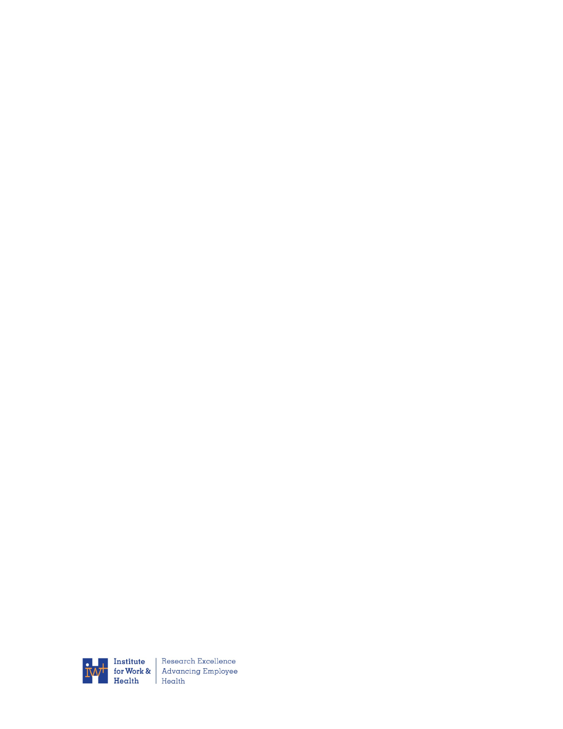Institute for Work & Health

Research Excellence Advancing Employee Health